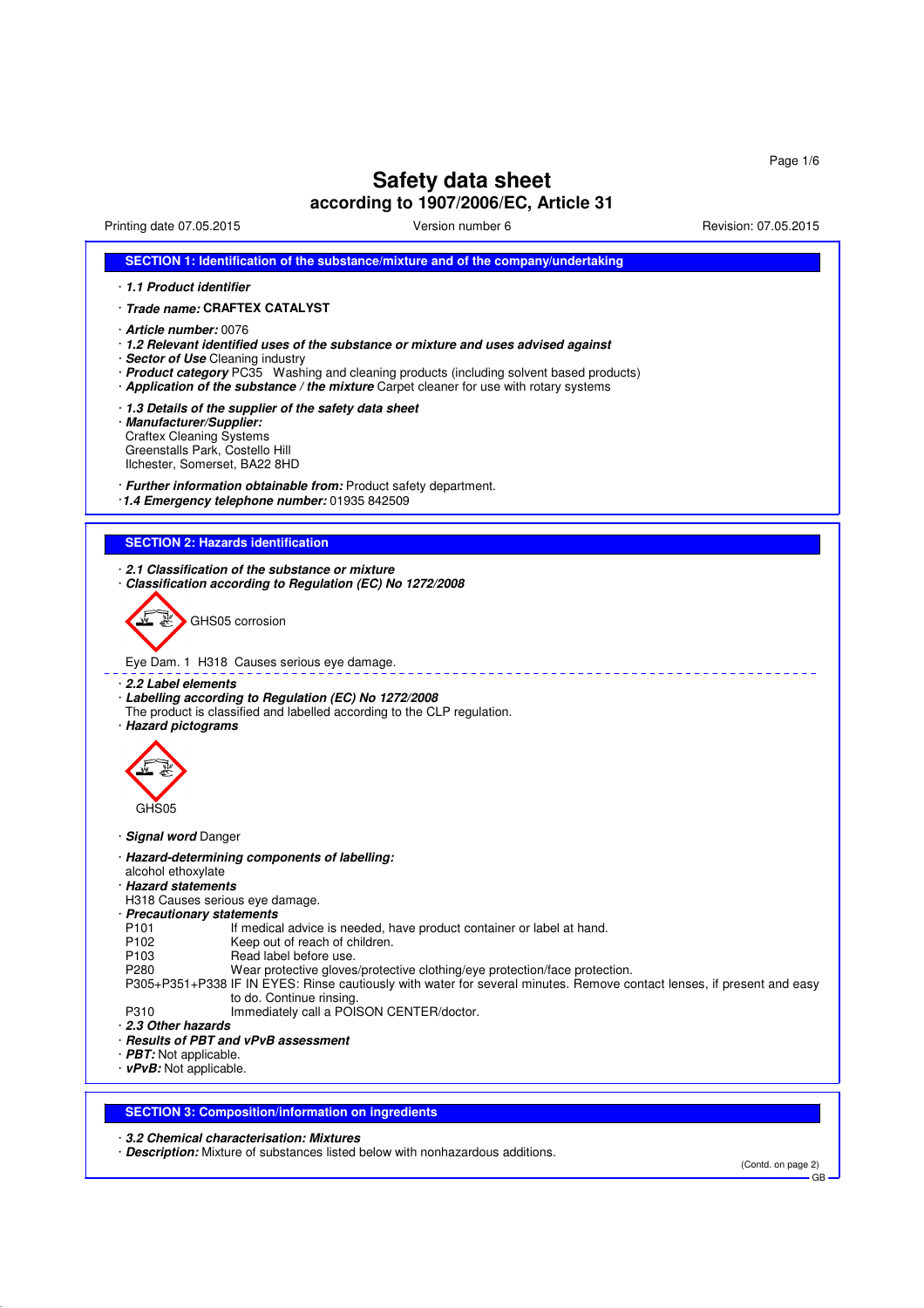# Safety data sheet
## according to 1907/2006/EC, Article 31

Printing date 07.05.2015 | Version number 6 | Revision: 07.05.2015

### SECTION 1: Identification of the substance/mixture and of the company/undertaking

· ***1.1 Product identifier***

· ***Trade name:*** **CRAFTEX CATALYST**

· ***Article number:*** 0076
· ***1.2 Relevant identified uses of the substance or mixture and uses advised against***
· ***Sector of Use*** Cleaning industry
· ***Product category*** PC35 Washing and cleaning products (including solvent based products)
· ***Application of the substance / the mixture*** Carpet cleaner for use with rotary systems

· ***1.3 Details of the supplier of the safety data sheet***
· ***Manufacturer/Supplier:***
Craftex Cleaning Systems
Greenstalls Park, Costello Hill
Ilchester, Somerset, BA22 8HD

· ***Further information obtainable from:*** Product safety department.
· ***1.4 Emergency telephone number:*** 01935 842509

### SECTION 2: Hazards identification

· ***2.1 Classification of the substance or mixture***
· ***Classification according to Regulation (EC) No 1272/2008***

GHS05 corrosion

Eye Dam. 1 H318 Causes serious eye damage.

· ***2.2 Label elements***
· ***Labelling according to Regulation (EC) No 1272/2008***
The product is classified and labelled according to the CLP regulation.
· ***Hazard pictograms***

GHS05

· ***Signal word*** Danger

· ***Hazard-determining components of labelling:***
alcohol ethoxylate
· ***Hazard statements***
H318 Causes serious eye damage.
· ***Precautionary statements***

| | |
|---|---|
| P101 | If medical advice is needed, have product container or label at hand. |
| P102 | Keep out of reach of children. |
| P103 | Read label before use. |
| P280 | Wear protective gloves/protective clothing/eye protection/face protection. |
| P305+P351+P338 | IF IN EYES: Rinse cautiously with water for several minutes. Remove contact lenses, if present and easy to do. Continue rinsing. |
| P310 | Immediately call a POISON CENTER/doctor. |

· ***2.3 Other hazards***
· ***Results of PBT and vPvB assessment***
· ***PBT:*** Not applicable.
· ***vPvB:*** Not applicable.

### SECTION 3: Composition/information on ingredients

· ***3.2 Chemical characterisation: Mixtures***
· ***Description:*** Mixture of substances listed below with nonhazardous additions.

(Contd. on page 2)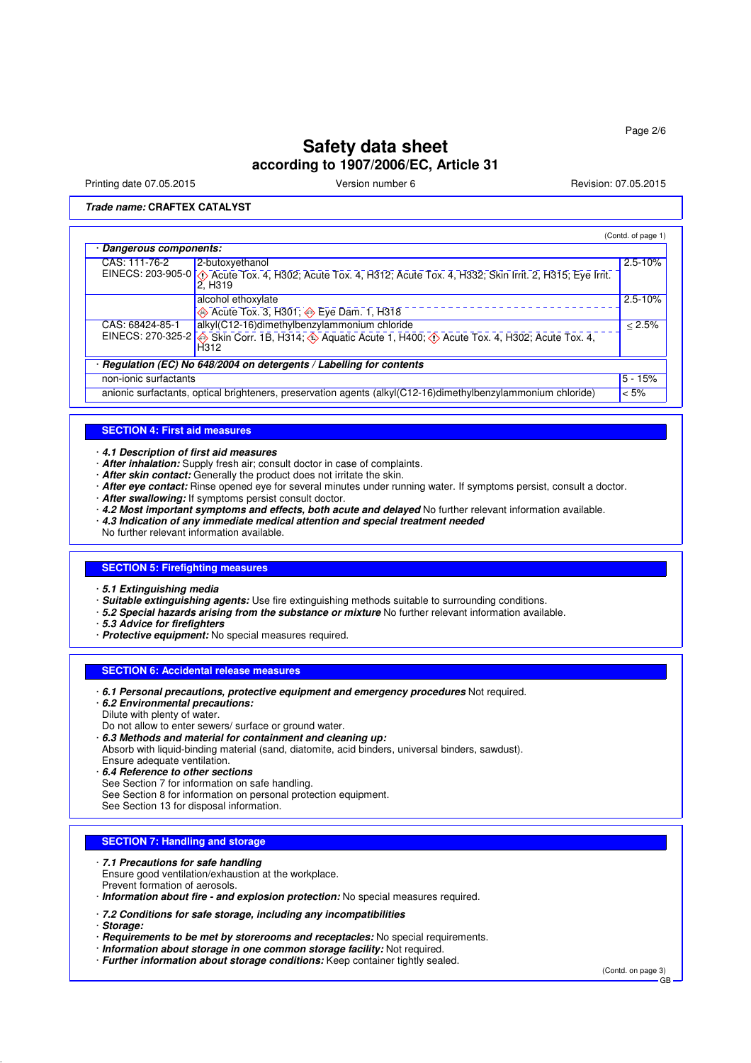**Trade name: CRAFTEX CATALYST**

(Contd. of page 1)

| · Dangerous components: | | |
|---|---|---|
| CAS: 111-76-2<br>EINECS: 203-905-0 | 2-butoxyethanol<br>Acute Tox. 4, H302; Acute Tox. 4, H312; Acute Tox. 4, H332; Skin Irrit. 2, H315; Eye Irrit. 2, H319 | 2.5-10% |
| | alcohol ethoxylate<br>Acute Tox. 3, H301; Eye Dam. 1, H318 | 2.5-10% |
| CAS: 68424-85-1<br>EINECS: 270-325-2 | alkyl(C12-16)dimethylbenzylammonium chloride<br>Skin Corr. 1B, H314; Aquatic Acute 1, H400; Acute Tox. 4, H302; Acute Tox. 4, H312 | ≤ 2.5% |

| · Regulation (EC) No 648/2004 on detergents / Labelling for contents | |
|---|---|
| non-ionic surfactants | 5 - 15% |
| anionic surfactants, optical brighteners, preservation agents (alkyl(C12-16)dimethylbenzylammonium chloride) | < 5% |

## SECTION 4: First aid measures

- ***4.1 Description of first aid measures***
- ***After inhalation:*** Supply fresh air; consult doctor in case of complaints.
- ***After skin contact:*** Generally the product does not irritate the skin.
- ***After eye contact:*** Rinse opened eye for several minutes under running water. If symptoms persist, consult a doctor.
- ***After swallowing:*** If symptoms persist consult doctor.
- ***4.2 Most important symptoms and effects, both acute and delayed*** No further relevant information available.
- ***4.3 Indication of any immediate medical attention and special treatment needed***
  No further relevant information available.

## SECTION 5: Firefighting measures

- ***5.1 Extinguishing media***
- ***Suitable extinguishing agents:*** Use fire extinguishing methods suitable to surrounding conditions.
- ***5.2 Special hazards arising from the substance or mixture*** No further relevant information available.
- ***5.3 Advice for firefighters***
- ***Protective equipment:*** No special measures required.

## SECTION 6: Accidental release measures

- ***6.1 Personal precautions, protective equipment and emergency procedures*** Not required.
- ***6.2 Environmental precautions:***
  Dilute with plenty of water.
  Do not allow to enter sewers/ surface or ground water.
- ***6.3 Methods and material for containment and cleaning up:***
  Absorb with liquid-binding material (sand, diatomite, acid binders, universal binders, sawdust).
  Ensure adequate ventilation.
- ***6.4 Reference to other sections***
  See Section 7 for information on safe handling.
  See Section 8 for information on personal protection equipment.
  See Section 13 for disposal information.

## SECTION 7: Handling and storage

- ***7.1 Precautions for safe handling***
  Ensure good ventilation/exhaustion at the workplace.
  Prevent formation of aerosols.
- ***Information about fire - and explosion protection:*** No special measures required.
- ***7.2 Conditions for safe storage, including any incompatibilities***
- ***Storage:***
- ***Requirements to be met by storerooms and receptacles:*** No special requirements.
- ***Information about storage in one common storage facility:*** Not required.
- ***Further information about storage conditions:*** Keep container tightly sealed.

(Contd. on page 3)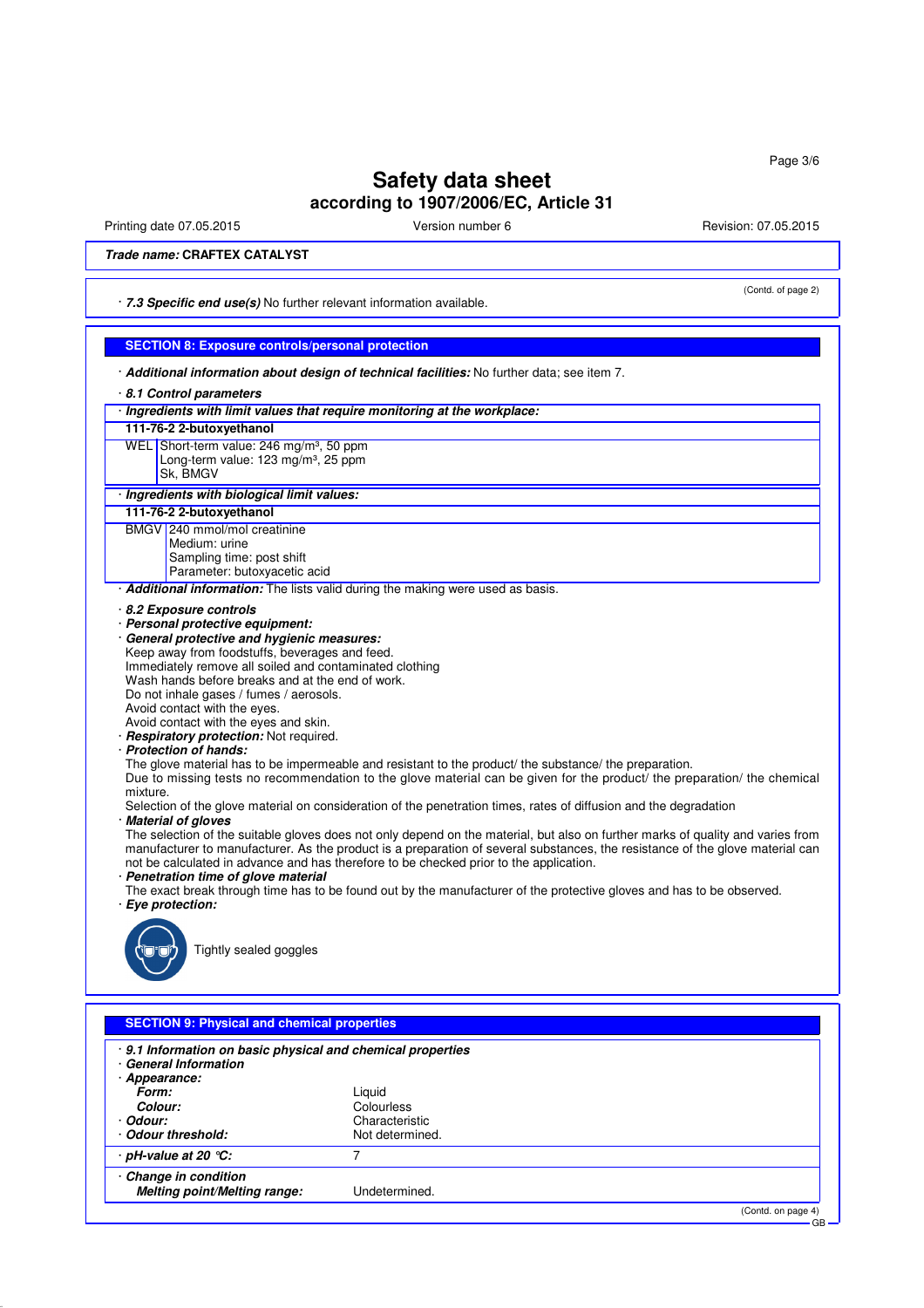**Trade name: CRAFTEX CATALYST**

(Contd. of page 2)

· **7.3 Specific end use(s)** No further relevant information available.

## SECTION 8: Exposure controls/personal protection

· **Additional information about design of technical facilities:** No further data; see item 7.

· **8.1 Control parameters**

· **Ingredients with limit values that require monitoring at the workplace:**

| **111-76-2 2-butoxyethanol** | |
|---|---|
| WEL | Short-term value: 246 mg/m³, 50 ppm<br>Long-term value: 123 mg/m³, 25 ppm<br>Sk, BMGV |

· **Ingredients with biological limit values:**

| **111-76-2 2-butoxyethanol** | |
|---|---|
| BMGV | 240 mmol/mol creatinine<br>Medium: urine<br>Sampling time: post shift<br>Parameter: butoxyacetic acid |

· **Additional information:** The lists valid during the making were used as basis.

· **8.2 Exposure controls**

· **Personal protective equipment:**

· **General protective and hygienic measures:**

Keep away from foodstuffs, beverages and feed.
Immediately remove all soiled and contaminated clothing
Wash hands before breaks and at the end of work.
Do not inhale gases / fumes / aerosols.
Avoid contact with the eyes.
Avoid contact with the eyes and skin.

· **Respiratory protection:** Not required.

· **Protection of hands:**

The glove material has to be impermeable and resistant to the product/ the substance/ the preparation.
Due to missing tests no recommendation to the glove material can be given for the product/ the preparation/ the chemical mixture.
Selection of the glove material on consideration of the penetration times, rates of diffusion and the degradation

· **Material of gloves**

The selection of the suitable gloves does not only depend on the material, but also on further marks of quality and varies from manufacturer to manufacturer. As the product is a preparation of several substances, the resistance of the glove material can not be calculated in advance and has therefore to be checked prior to the application.

· **Penetration time of glove material**

The exact break through time has to be found out by the manufacturer of the protective gloves and has to be observed.

· **Eye protection:**

Tightly sealed goggles

## SECTION 9: Physical and chemical properties

· **9.1 Information on basic physical and chemical properties**

· **General Information**

| | |
|---|---|
| · **Appearance:** | |
| **Form:** | Liquid |
| **Colour:** | Colourless |
| · **Odour:** | Characteristic |
| · **Odour threshold:** | Not determined. |
| · **pH-value at 20 °C:** | 7 |
| · **Change in condition** | |
| **Melting point/Melting range:** | Undetermined. |

(Contd. on page 4)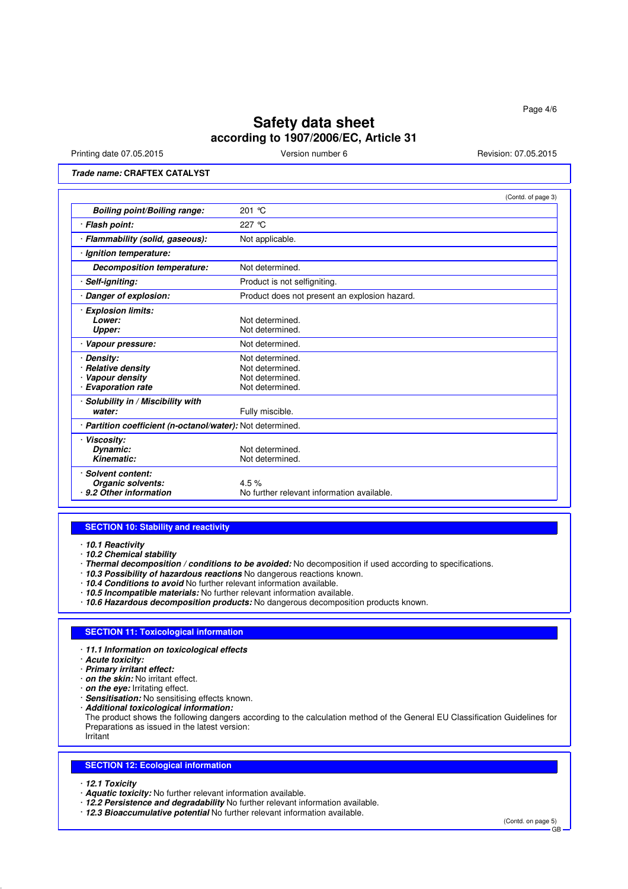# Safety data sheet
## according to 1907/2006/EC, Article 31

Printing date 07.05.2015 | Version number 6 | Revision: 07.05.2015

**Trade name: CRAFTEX CATALYST**

(Contd. of page 3)

| | |
|---|---|
| ***Boiling point/Boiling range:*** | 201 °C |
| · ***Flash point:*** | 227 °C |
| · ***Flammability (solid, gaseous):*** | Not applicable. |
| · ***Ignition temperature:*** | |
| ***Decomposition temperature:*** | Not determined. |
| · ***Self-igniting:*** | Product is not selfigniting. |
| · ***Danger of explosion:*** | Product does not present an explosion hazard. |
| · ***Explosion limits:*** | |
| ***Lower:*** | Not determined. |
| ***Upper:*** | Not determined. |
| · ***Vapour pressure:*** | Not determined. |
| · ***Density:*** | Not determined. |
| · ***Relative density*** | Not determined. |
| · ***Vapour density*** | Not determined. |
| · ***Evaporation rate*** | Not determined. |
| · ***Solubility in / Miscibility with water:*** | Fully miscible. |
| · ***Partition coefficient (n-octanol/water):*** | Not determined. |
| · ***Viscosity:*** | |
| ***Dynamic:*** | Not determined. |
| ***Kinematic:*** | Not determined. |
| · ***Solvent content:*** | |
| ***Organic solvents:*** | 4.5 % |
| · ***9.2 Other information*** | No further relevant information available. |

## SECTION 10: Stability and reactivity

· ***10.1 Reactivity***
· ***10.2 Chemical stability***
· ***Thermal decomposition / conditions to be avoided:*** No decomposition if used according to specifications.
· ***10.3 Possibility of hazardous reactions*** No dangerous reactions known.
· ***10.4 Conditions to avoid*** No further relevant information available.
· ***10.5 Incompatible materials:*** No further relevant information available.
· ***10.6 Hazardous decomposition products:*** No dangerous decomposition products known.

## SECTION 11: Toxicological information

· ***11.1 Information on toxicological effects***
· ***Acute toxicity:***
· ***Primary irritant effect:***
· ***on the skin:*** No irritant effect.
· ***on the eye:*** Irritating effect.
· ***Sensitisation:*** No sensitising effects known.
· ***Additional toxicological information:***
The product shows the following dangers according to the calculation method of the General EU Classification Guidelines for Preparations as issued in the latest version:
Irritant

## SECTION 12: Ecological information

· ***12.1 Toxicity***
· ***Aquatic toxicity:*** No further relevant information available.
· ***12.2 Persistence and degradability*** No further relevant information available.
· ***12.3 Bioaccumulative potential*** No further relevant information available.

(Contd. on page 5)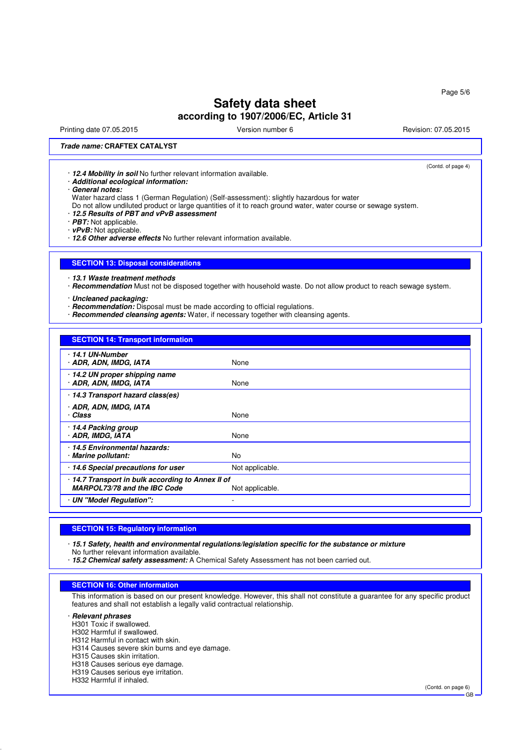**Trade name: CRAFTEX CATALYST**

(Contd. of page 4)

· ***12.4 Mobility in soil*** No further relevant information available.
· ***Additional ecological information:***
· ***General notes:***
Water hazard class 1 (German Regulation) (Self-assessment): slightly hazardous for water
Do not allow undiluted product or large quantities of it to reach ground water, water course or sewage system.
· ***12.5 Results of PBT and vPvB assessment***
· ***PBT:*** Not applicable.
· ***vPvB:*** Not applicable.
· ***12.6 Other adverse effects*** No further relevant information available.

## SECTION 13: Disposal considerations

· ***13.1 Waste treatment methods***
· ***Recommendation*** Must not be disposed together with household waste. Do not allow product to reach sewage system.

· ***Uncleaned packaging:***
· ***Recommendation:*** Disposal must be made according to official regulations.
· ***Recommended cleansing agents:*** Water, if necessary together with cleansing agents.

## SECTION 14: Transport information

| | |
|---|---|
| · ***14.1 UN-Number*** · ***ADR, ADN, IMDG, IATA*** | None |
| · ***14.2 UN proper shipping name*** · ***ADR, ADN, IMDG, IATA*** | None |
| · ***14.3 Transport hazard class(es)*** · ***ADR, ADN, IMDG, IATA*** · ***Class*** | None |
| · ***14.4 Packing group*** · ***ADR, IMDG, IATA*** | None |
| · ***14.5 Environmental hazards:*** · ***Marine pollutant:*** | No |
| · ***14.6 Special precautions for user*** | Not applicable. |
| · ***14.7 Transport in bulk according to Annex II of MARPOL73/78 and the IBC Code*** | Not applicable. |
| · ***UN "Model Regulation":*** | - |

## SECTION 15: Regulatory information

· ***15.1 Safety, health and environmental regulations/legislation specific for the substance or mixture***
No further relevant information available.
· ***15.2 Chemical safety assessment:*** A Chemical Safety Assessment has not been carried out.

## SECTION 16: Other information

This information is based on our present knowledge. However, this shall not constitute a guarantee for any specific product features and shall not establish a legally valid contractual relationship.

· ***Relevant phrases***
H301 Toxic if swallowed.
H302 Harmful if swallowed.
H312 Harmful in contact with skin.
H314 Causes severe skin burns and eye damage.
H315 Causes skin irritation.
H318 Causes serious eye damage.
H319 Causes serious eye irritation.
H332 Harmful if inhaled.

(Contd. on page 6)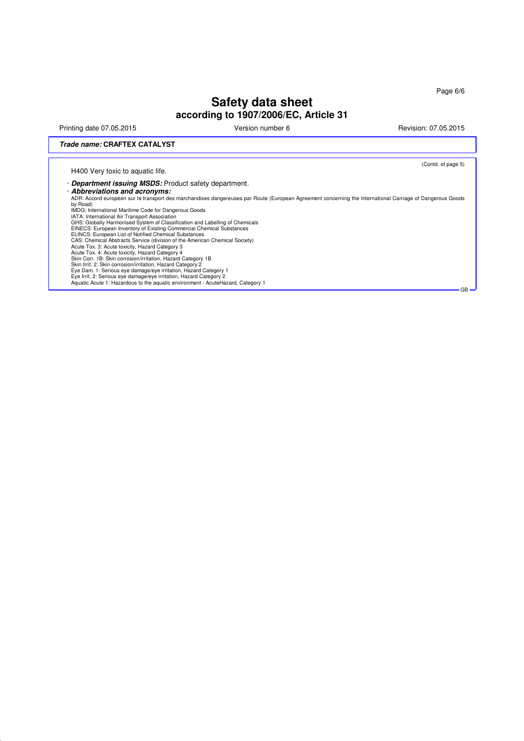(Contd. of page 5)

H400 Very toxic to aquatic life.

· **Department issuing MSDS:** Product safety department.

· **Abbreviations and acronyms:**

ADR: Accord européen sur le transport des marchandises dangereuses par Route (European Agreement concerning the International Carriage of Dangerous Goods by Road)
IMDG: International Maritime Code for Dangerous Goods
IATA: International Air Transport Association
GHS: Globally Harmonised System of Classification and Labelling of Chemicals
EINECS: European Inventory of Existing Commercial Chemical Substances
ELINCS: European List of Notified Chemical Substances
CAS: Chemical Abstracts Service (division of the American Chemical Society)
Acute Tox. 3: Acute toxicity, Hazard Category 3
Acute Tox. 4: Acute toxicity, Hazard Category 4
Skin Corr. 1B: Skin corrosion/irritation, Hazard Category 1B
Skin Irrit. 2: Skin corrosion/irritation, Hazard Category 2
Eye Dam. 1: Serious eye damage/eye irritation, Hazard Category 1
Eye Irrit. 2: Serious eye damage/eye irritation, Hazard Category 2
Aquatic Acute 1: Hazardous to the aquatic environment - AcuteHazard, Category 1